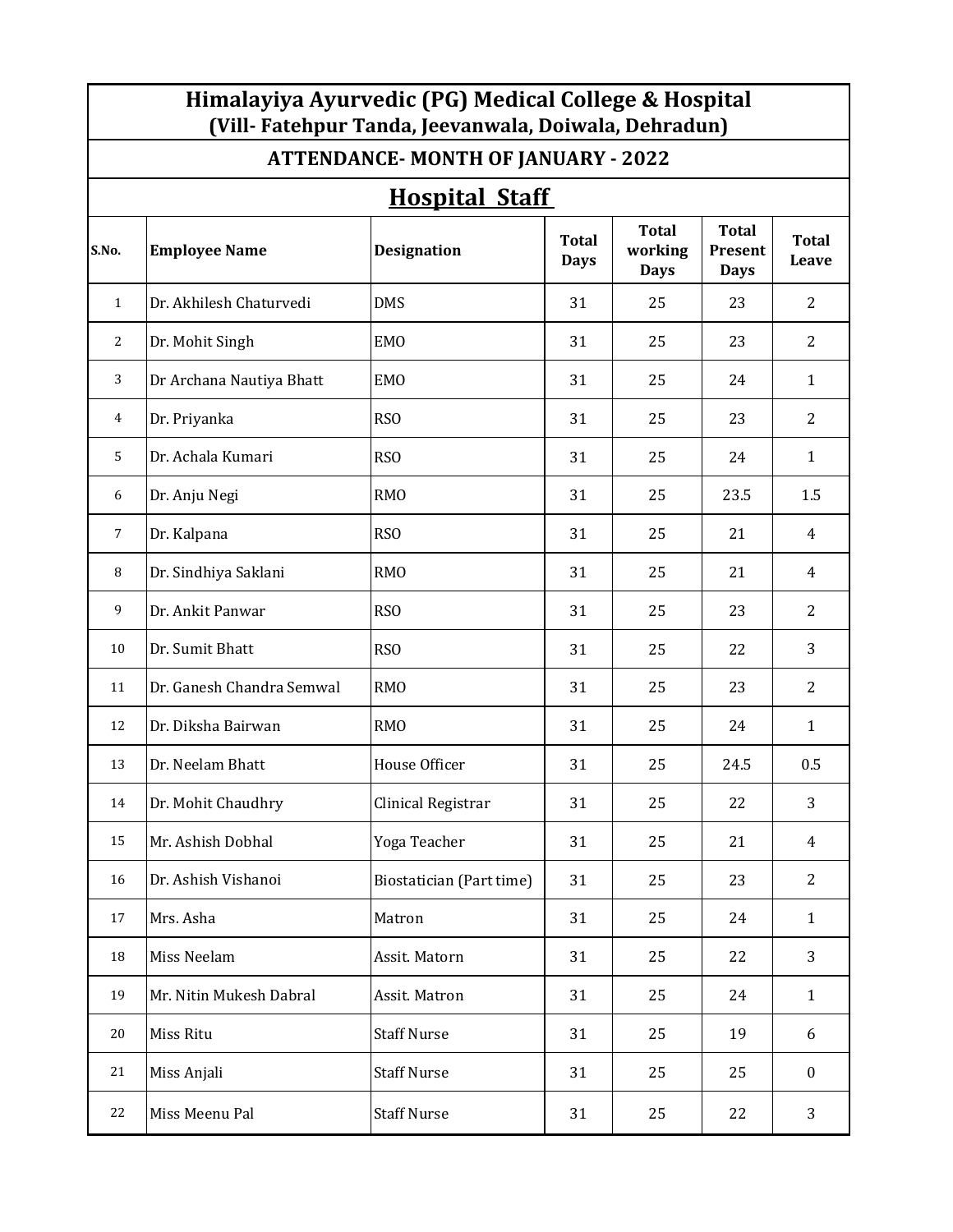# Himalayiya Ayurvedic (PG) Medical College & Hospital

## (Vill- Fatehpur Tanda, Jeevanwala, Doiwala, Dehradun)

## ATTENDANCE- MONTH OF JANUARY - 2022

## Hospital Staff

| S.No. | Employee Name | Designation | Total Days | Total working Days | Total Present Days | Total Leave |
|---|---|---|---|---|---|---|
| 1 | Dr. Akhilesh Chaturvedi | DMS | 31 | 25 | 23 | 2 |
| 2 | Dr. Mohit Singh | EMO | 31 | 25 | 23 | 2 |
| 3 | Dr Archana Nautiya Bhatt | EMO | 31 | 25 | 24 | 1 |
| 4 | Dr. Priyanka | RSO | 31 | 25 | 23 | 2 |
| 5 | Dr. Achala Kumari | RSO | 31 | 25 | 24 | 1 |
| 6 | Dr. Anju Negi | RMO | 31 | 25 | 23.5 | 1.5 |
| 7 | Dr. Kalpana | RSO | 31 | 25 | 21 | 4 |
| 8 | Dr. Sindhiya Saklani | RMO | 31 | 25 | 21 | 4 |
| 9 | Dr. Ankit Panwar | RSO | 31 | 25 | 23 | 2 |
| 10 | Dr. Sumit Bhatt | RSO | 31 | 25 | 22 | 3 |
| 11 | Dr. Ganesh Chandra Semwal | RMO | 31 | 25 | 23 | 2 |
| 12 | Dr. Diksha Bairwan | RMO | 31 | 25 | 24 | 1 |
| 13 | Dr. Neelam Bhatt | House Officer | 31 | 25 | 24.5 | 0.5 |
| 14 | Dr. Mohit Chaudhry | Clinical Registrar | 31 | 25 | 22 | 3 |
| 15 | Mr. Ashish Dobhal | Yoga Teacher | 31 | 25 | 21 | 4 |
| 16 | Dr. Ashish Vishanoi | Biostatician (Part time) | 31 | 25 | 23 | 2 |
| 17 | Mrs. Asha | Matron | 31 | 25 | 24 | 1 |
| 18 | Miss Neelam | Assit. Matorn | 31 | 25 | 22 | 3 |
| 19 | Mr. Nitin Mukesh Dabral | Assit. Matron | 31 | 25 | 24 | 1 |
| 20 | Miss Ritu | Staff Nurse | 31 | 25 | 19 | 6 |
| 21 | Miss Anjali | Staff Nurse | 31 | 25 | 25 | 0 |
| 22 | Miss Meenu Pal | Staff Nurse | 31 | 25 | 22 | 3 |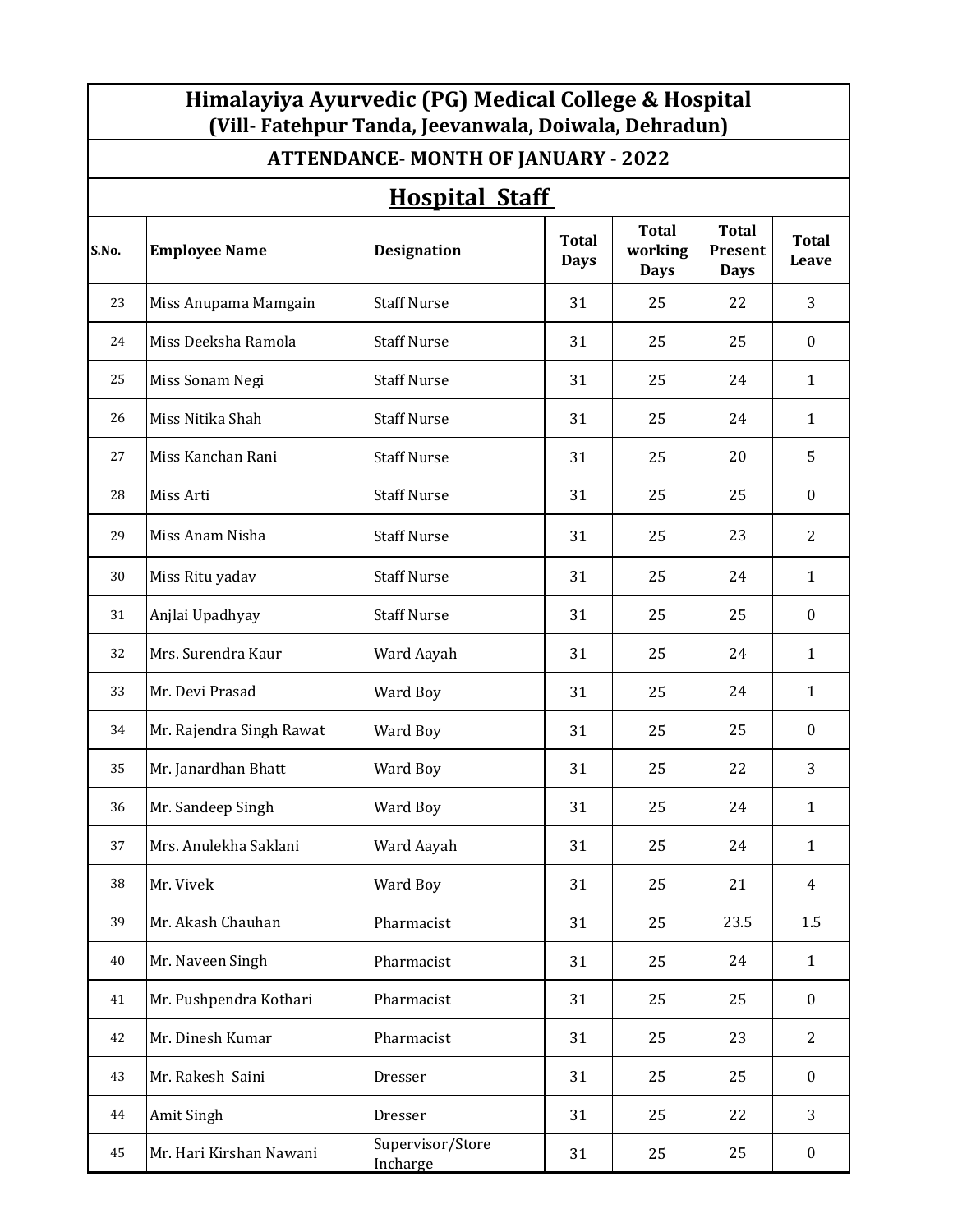# Himalayiya Ayurvedic (PG) Medical College & Hospital

## (Vill- Fatehpur Tanda, Jeevanwala, Doiwala, Dehradun)

## ATTENDANCE- MONTH OF JANUARY - 2022

## Hospital Staff

| S.No. | Employee Name | Designation | Total Days | Total working Days | Total Present Days | Total Leave |
|---|---|---|---|---|---|---|
| 23 | Miss Anupama Mamgain | Staff Nurse | 31 | 25 | 22 | 3 |
| 24 | Miss Deeksha Ramola | Staff Nurse | 31 | 25 | 25 | 0 |
| 25 | Miss Sonam Negi | Staff Nurse | 31 | 25 | 24 | 1 |
| 26 | Miss Nitika Shah | Staff Nurse | 31 | 25 | 24 | 1 |
| 27 | Miss Kanchan Rani | Staff Nurse | 31 | 25 | 20 | 5 |
| 28 | Miss Arti | Staff Nurse | 31 | 25 | 25 | 0 |
| 29 | Miss Anam Nisha | Staff Nurse | 31 | 25 | 23 | 2 |
| 30 | Miss Ritu yadav | Staff Nurse | 31 | 25 | 24 | 1 |
| 31 | Anjlai Upadhyay | Staff Nurse | 31 | 25 | 25 | 0 |
| 32 | Mrs. Surendra Kaur | Ward Aayah | 31 | 25 | 24 | 1 |
| 33 | Mr. Devi Prasad | Ward Boy | 31 | 25 | 24 | 1 |
| 34 | Mr. Rajendra Singh Rawat | Ward Boy | 31 | 25 | 25 | 0 |
| 35 | Mr. Janardhan Bhatt | Ward Boy | 31 | 25 | 22 | 3 |
| 36 | Mr. Sandeep Singh | Ward Boy | 31 | 25 | 24 | 1 |
| 37 | Mrs. Anulekha Saklani | Ward Aayah | 31 | 25 | 24 | 1 |
| 38 | Mr. Vivek | Ward Boy | 31 | 25 | 21 | 4 |
| 39 | Mr. Akash Chauhan | Pharmacist | 31 | 25 | 23.5 | 1.5 |
| 40 | Mr. Naveen Singh | Pharmacist | 31 | 25 | 24 | 1 |
| 41 | Mr. Pushpendra Kothari | Pharmacist | 31 | 25 | 25 | 0 |
| 42 | Mr. Dinesh Kumar | Pharmacist | 31 | 25 | 23 | 2 |
| 43 | Mr. Rakesh Saini | Dresser | 31 | 25 | 25 | 0 |
| 44 | Amit Singh | Dresser | 31 | 25 | 22 | 3 |
| 45 | Mr. Hari Kirshan Nawani | Supervisor/Store Incharge | 31 | 25 | 25 | 0 |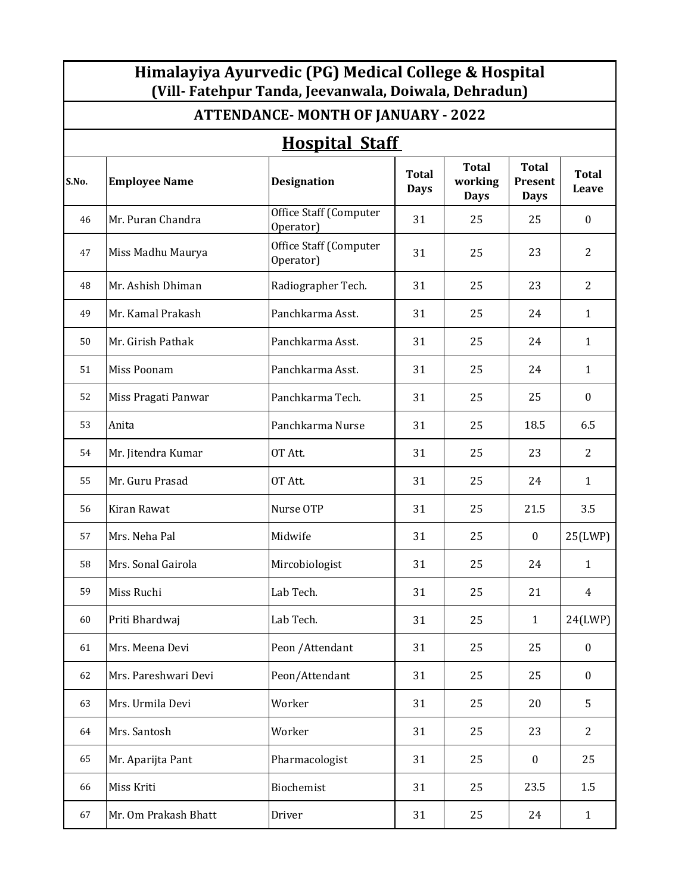# Himalayiya Ayurvedic (PG) Medical College & Hospital
## (Vill- Fatehpur Tanda, Jeevanwala, Doiwala, Dehradun)

## ATTENDANCE- MONTH OF JANUARY - 2022

## Hospital Staff

| S.No. | Employee Name | Designation | Total Days | Total working Days | Total Present Days | Total Leave |
|---|---|---|---|---|---|---|
| 46 | Mr. Puran Chandra | Office Staff (Computer Operator) | 31 | 25 | 25 | 0 |
| 47 | Miss Madhu Maurya | Office Staff (Computer Operator) | 31 | 25 | 23 | 2 |
| 48 | Mr. Ashish Dhiman | Radiographer Tech. | 31 | 25 | 23 | 2 |
| 49 | Mr. Kamal Prakash | Panchkarma Asst. | 31 | 25 | 24 | 1 |
| 50 | Mr. Girish Pathak | Panchkarma Asst. | 31 | 25 | 24 | 1 |
| 51 | Miss Poonam | Panchkarma Asst. | 31 | 25 | 24 | 1 |
| 52 | Miss Pragati Panwar | Panchkarma Tech. | 31 | 25 | 25 | 0 |
| 53 | Anita | Panchkarma Nurse | 31 | 25 | 18.5 | 6.5 |
| 54 | Mr. Jitendra Kumar | OT Att. | 31 | 25 | 23 | 2 |
| 55 | Mr. Guru Prasad | OT Att. | 31 | 25 | 24 | 1 |
| 56 | Kiran Rawat | Nurse OTP | 31 | 25 | 21.5 | 3.5 |
| 57 | Mrs. Neha Pal | Midwife | 31 | 25 | 0 | 25(LWP) |
| 58 | Mrs. Sonal Gairola | Mircobiologist | 31 | 25 | 24 | 1 |
| 59 | Miss Ruchi | Lab Tech. | 31 | 25 | 21 | 4 |
| 60 | Priti Bhardwaj | Lab Tech. | 31 | 25 | 1 | 24(LWP) |
| 61 | Mrs. Meena Devi | Peon /Attendant | 31 | 25 | 25 | 0 |
| 62 | Mrs. Pareshwari Devi | Peon/Attendant | 31 | 25 | 25 | 0 |
| 63 | Mrs. Urmila Devi | Worker | 31 | 25 | 20 | 5 |
| 64 | Mrs. Santosh | Worker | 31 | 25 | 23 | 2 |
| 65 | Mr. Aparijta Pant | Pharmacologist | 31 | 25 | 0 | 25 |
| 66 | Miss Kriti | Biochemist | 31 | 25 | 23.5 | 1.5 |
| 67 | Mr. Om Prakash Bhatt | Driver | 31 | 25 | 24 | 1 |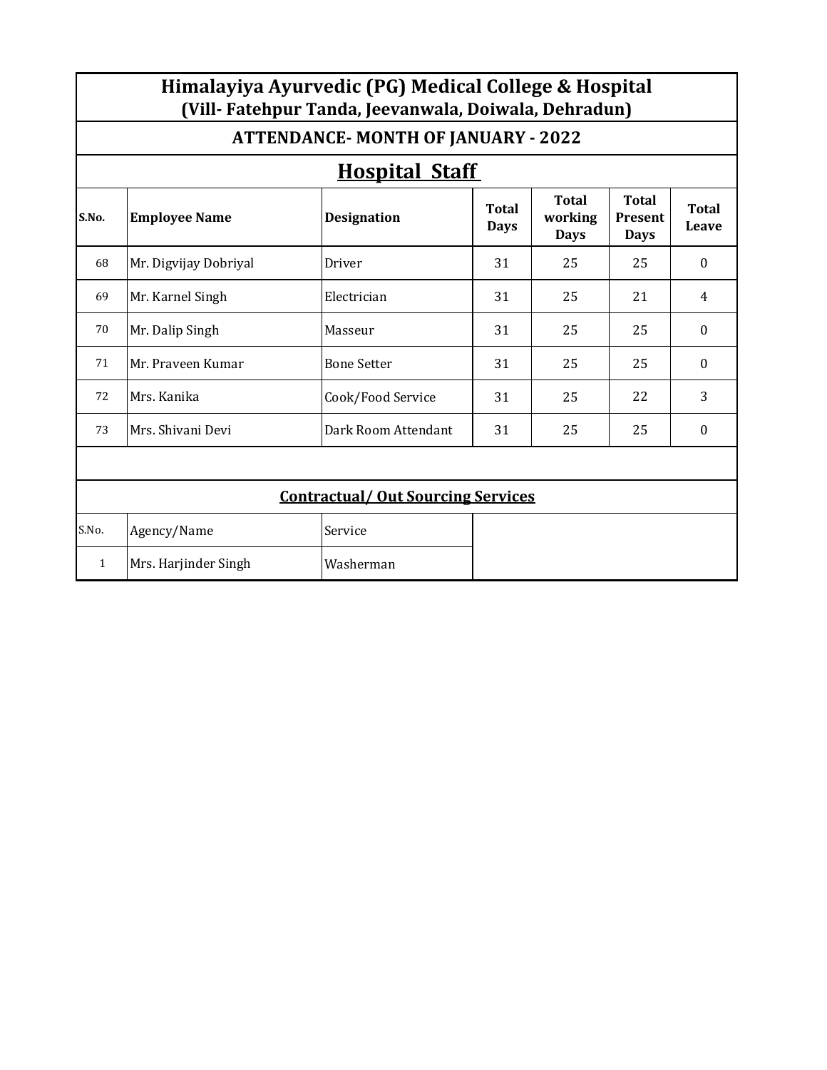# Himalayiya Ayurvedic (PG) Medical College & Hospital

## (Vill- Fatehpur Tanda, Jeevanwala, Doiwala, Dehradun)

## ATTENDANCE- MONTH OF JANUARY - 2022

## Hospital Staff

| S.No. | Employee Name | Designation | Total Days | Total working Days | Total Present Days | Total Leave |
|---|---|---|---|---|---|---|
| 68 | Mr. Digvijay Dobriyal | Driver | 31 | 25 | 25 | 0 |
| 69 | Mr. Karnel Singh | Electrician | 31 | 25 | 21 | 4 |
| 70 | Mr. Dalip Singh | Masseur | 31 | 25 | 25 | 0 |
| 71 | Mr. Praveen Kumar | Bone Setter | 31 | 25 | 25 | 0 |
| 72 | Mrs. Kanika | Cook/Food Service | 31 | 25 | 22 | 3 |
| 73 | Mrs. Shivani Devi | Dark Room Attendant | 31 | 25 | 25 | 0 |

## Contractual/ Out Sourcing Services

| S.No. | Agency/Name | Service |
|---|---|---|
| 1 | Mrs. Harjinder Singh | Washerman |